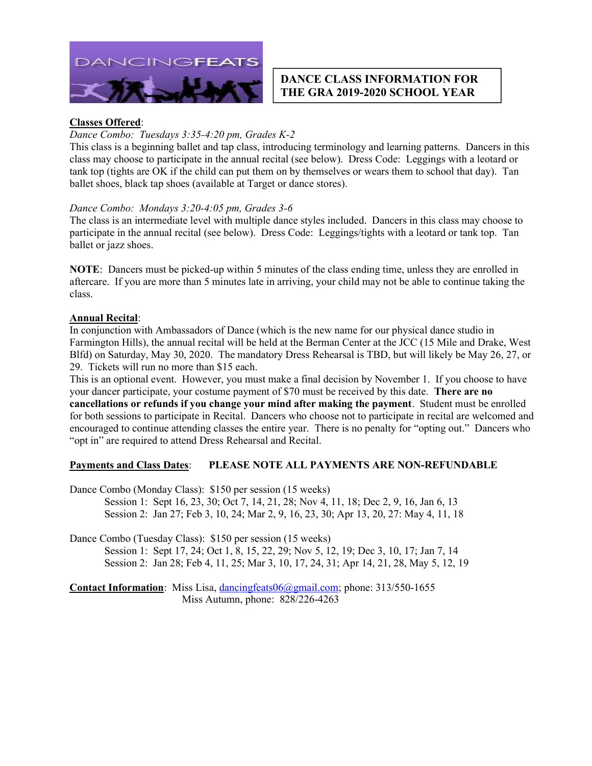DANCINGFEATS

# DANCE CLASS INFORMATION FOR THE GRA 2019-2020 SCHOOL YEAR

**Classes Offered**:

*Dance Combo: Tuesdays 3:35-4:20 pm, Grades K-2*

This class is a beginning ballet and tap class, introducing terminology and learning patterns. Dancers in this class may choose to participate in the annual recital (see below). Dress Code: Leggings with a leotard or tank top (tights are OK if the child can put them on by themselves or wears them to school that day). Tan ballet shoes, black tap shoes (available at Target or dance stores).

*Dance Combo: Mondays 3:20-4:05 pm, Grades 3-6*

The class is an intermediate level with multiple dance styles included. Dancers in this class may choose to participate in the annual recital (see below). Dress Code: Leggings/tights with a leotard or tank top. Tan ballet or jazz shoes.

**NOTE**: Dancers must be picked-up within 5 minutes of the class ending time, unless they are enrolled in aftercare. If you are more than 5 minutes late in arriving, your child may not be able to continue taking the class.

**Annual Recital**:

In conjunction with Ambassadors of Dance (which is the new name for our physical dance studio in Farmington Hills), the annual recital will be held at the Berman Center at the JCC (15 Mile and Drake, West Blfd) on Saturday, May 30, 2020. The mandatory Dress Rehearsal is TBD, but will likely be May 26, 27, or 29. Tickets will run no more than $15 each.

This is an optional event. However, you must make a final decision by November 1. If you choose to have your dancer participate, your costume payment of $70 must be received by this date. **There are no cancellations or refunds if you change your mind after making the payment**. Student must be enrolled for both sessions to participate in Recital. Dancers who choose not to participate in recital are welcomed and encouraged to continue attending classes the entire year. There is no penalty for "opting out." Dancers who "opt in" are required to attend Dress Rehearsal and Recital.

**Payments and Class Dates**: **PLEASE NOTE ALL PAYMENTS ARE NON-REFUNDABLE**

Dance Combo (Monday Class): $150 per session (15 weeks)
- Session 1: Sept 16, 23, 30; Oct 7, 14, 21, 28; Nov 4, 11, 18; Dec 2, 9, 16, Jan 6, 13
- Session 2: Jan 27; Feb 3, 10, 24; Mar 2, 9, 16, 23, 30; Apr 13, 20, 27: May 4, 11, 18

Dance Combo (Tuesday Class): $150 per session (15 weeks)
- Session 1: Sept 17, 24; Oct 1, 8, 15, 22, 29; Nov 5, 12, 19; Dec 3, 10, 17; Jan 7, 14
- Session 2: Jan 28; Feb 4, 11, 25; Mar 3, 10, 17, 24, 31; Apr 14, 21, 28, May 5, 12, 19

**Contact Information**: Miss Lisa, dancingfeats06@gmail.com; phone: 313/550-1655
Miss Autumn, phone: 828/226-4263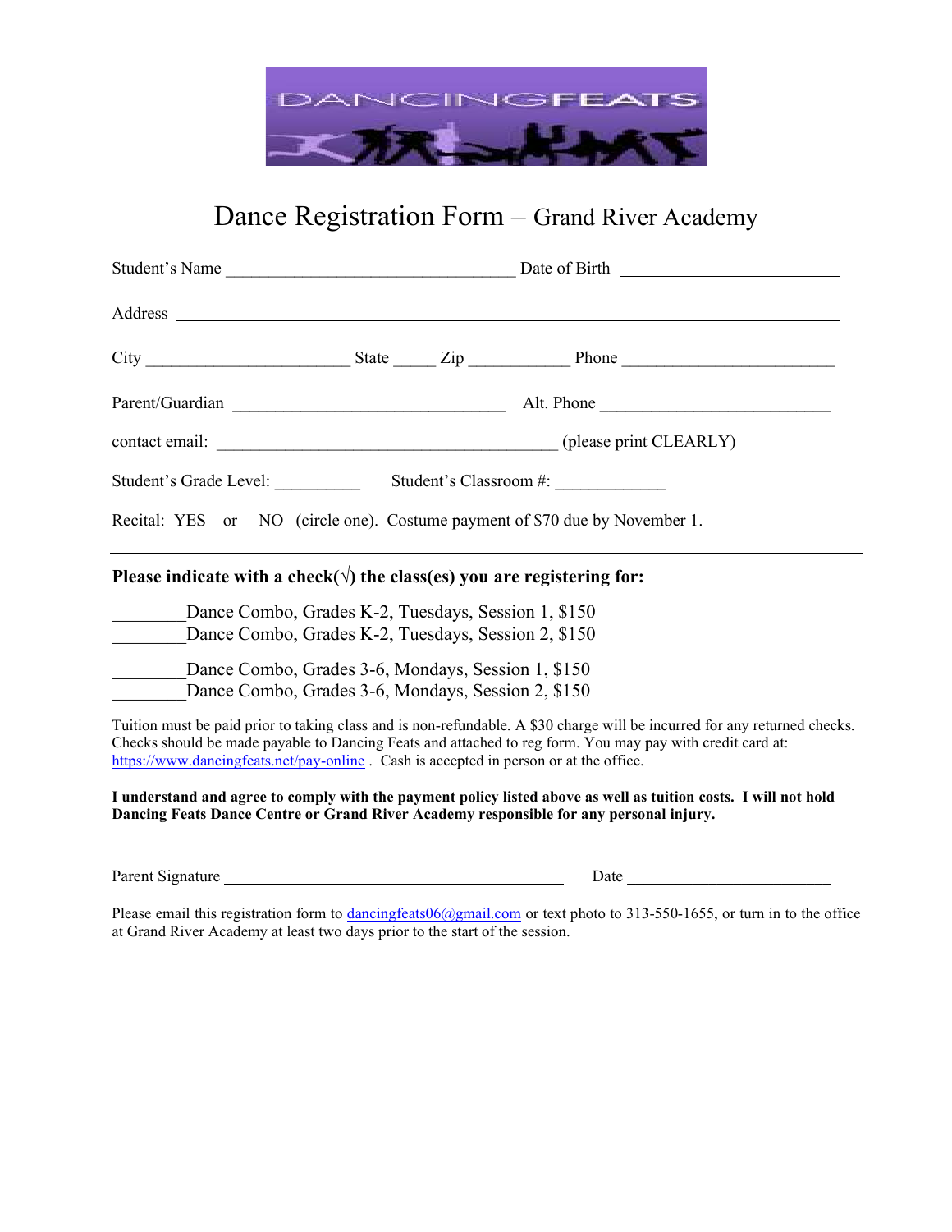# Dance Registration Form – Grand River Academy

Student's Name __________________________________ Date of Birth __________________________

Address ______________________________________________________________________________

City ________________________ State _____ Zip ___________ Phone _________________________

Parent/Guardian ________________________________ Alt. Phone ___________________________

contact email: ________________________________________ (please print CLEARLY)

Student's Grade Level: __________ Student's Classroom #: _____________

Recital: YES or NO (circle one). Costume payment of $70 due by November 1.

---

**Please indicate with a check(√) the class(es) you are registering for:**

________Dance Combo, Grades K-2, Tuesdays, Session 1, $150
________Dance Combo, Grades K-2, Tuesdays, Session 2, $150

________Dance Combo, Grades 3-6, Mondays, Session 1, $150
________Dance Combo, Grades 3-6, Mondays, Session 2, $150

Tuition must be paid prior to taking class and is non-refundable. A $30 charge will be incurred for any returned checks. Checks should be made payable to Dancing Feats and attached to reg form. You may pay with credit card at: https://www.dancingfeats.net/pay-online . Cash is accepted in person or at the office.

**I understand and agree to comply with the payment policy listed above as well as tuition costs. I will not hold Dancing Feats Dance Centre or Grand River Academy responsible for any personal injury.**

Parent Signature ________________________________________ Date ________________________

Please email this registration form to dancingfeats06@gmail.com or text photo to 313-550-1655, or turn in to the office at Grand River Academy at least two days prior to the start of the session.